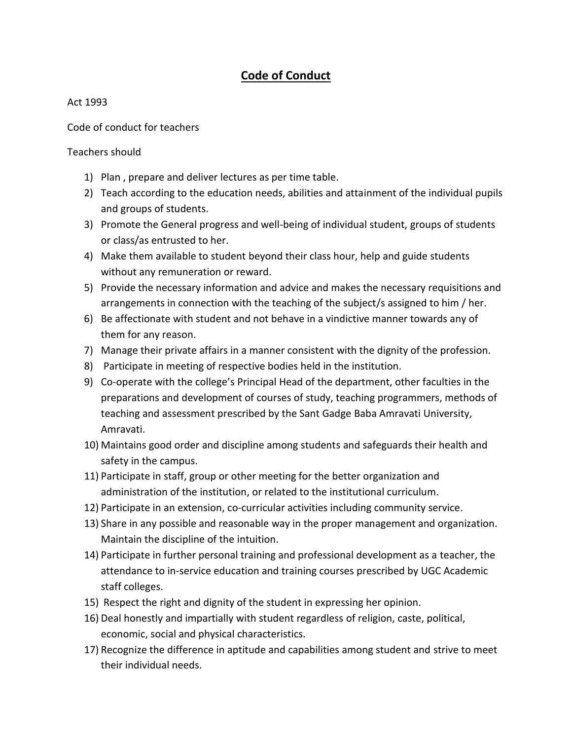# Code of Conduct

Act 1993

Code of conduct for teachers

Teachers should

1) Plan , prepare and deliver lectures as per time table.
2) Teach according to the education needs, abilities and attainment of the individual pupils and groups of students.
3) Promote the General progress and well-being of individual student, groups of students or class/as entrusted to her.
4) Make them available to student beyond their class hour, help and guide students without any remuneration or reward.
5) Provide the necessary information and advice and makes the necessary requisitions and arrangements in connection with the teaching of the subject/s assigned to him / her.
6) Be affectionate with student and not behave in a vindictive manner towards any of them for any reason.
7) Manage their private affairs in a manner consistent with the dignity of the profession.
8) Participate in meeting of respective bodies held in the institution.
9) Co-operate with the college's Principal Head of the department, other faculties in the preparations and development of courses of study, teaching programmers, methods of teaching and assessment prescribed by the Sant Gadge Baba Amravati University, Amravati.
10) Maintains good order and discipline among students and safeguards their health and safety in the campus.
11) Participate in staff, group or other meeting for the better organization and administration of the institution, or related to the institutional curriculum.
12) Participate in an extension, co-curricular activities including community service.
13) Share in any possible and reasonable way in the proper management and organization. Maintain the discipline of the intuition.
14) Participate in further personal training and professional development as a teacher, the attendance to in-service education and training courses prescribed by UGC Academic staff colleges.
15) Respect the right and dignity of the student in expressing her opinion.
16) Deal honestly and impartially with student regardless of religion, caste, political, economic, social and physical characteristics.
17) Recognize the difference in aptitude and capabilities among student and strive to meet their individual needs.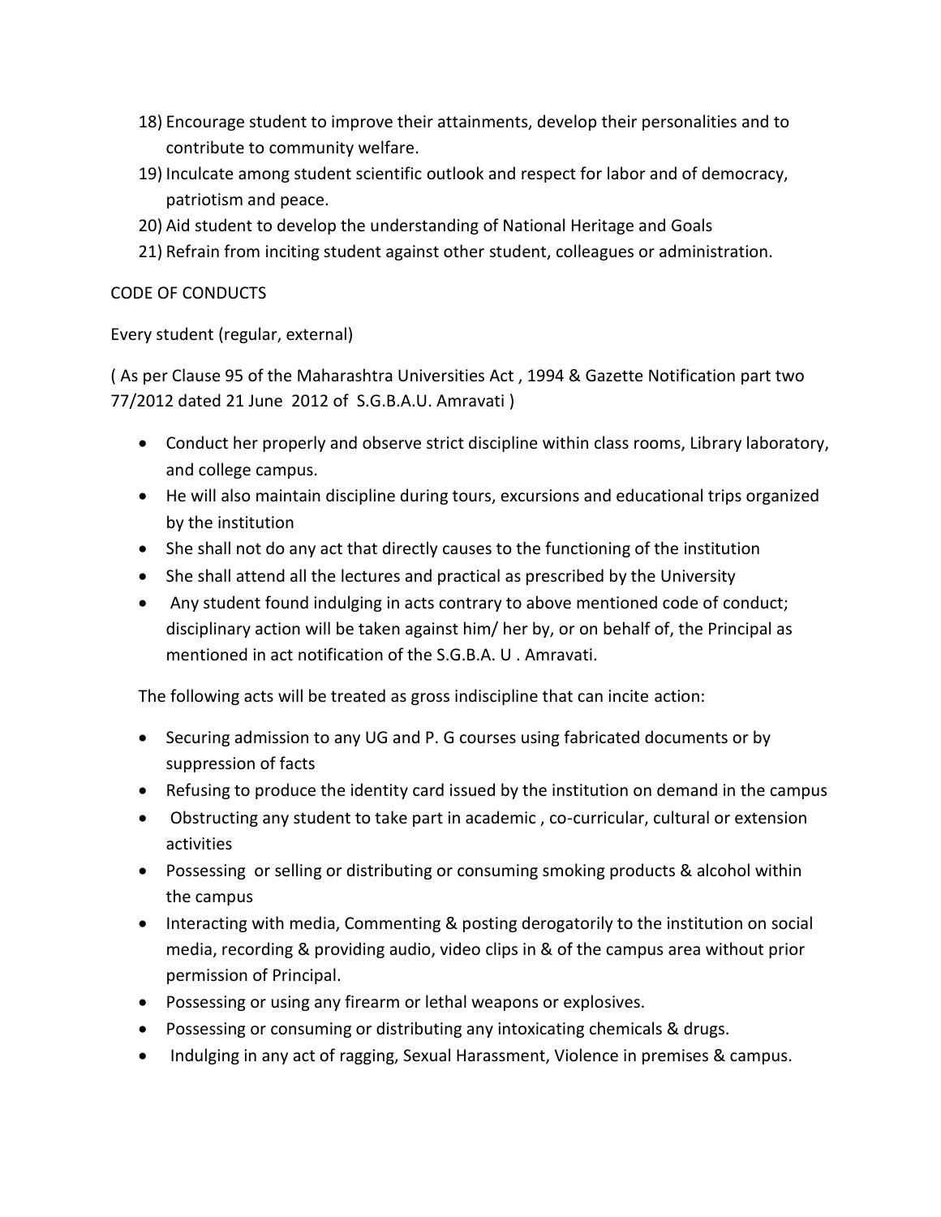18) Encourage student to improve their attainments, develop their personalities and to contribute to community welfare.
19) Inculcate among student scientific outlook and respect for labor and of democracy, patriotism and peace.
20) Aid student to develop the understanding of National Heritage and Goals
21) Refrain from inciting student against other student, colleagues or administration.

CODE OF CONDUCTS

Every student (regular, external)

( As per Clause 95 of the Maharashtra Universities Act , 1994 & Gazette Notification part two 77/2012 dated 21 June 2012 of S.G.B.A.U. Amravati )

- Conduct her properly and observe strict discipline within class rooms, Library laboratory, and college campus.
- He will also maintain discipline during tours, excursions and educational trips organized by the institution
- She shall not do any act that directly causes to the functioning of the institution
- She shall attend all the lectures and practical as prescribed by the University
- Any student found indulging in acts contrary to above mentioned code of conduct; disciplinary action will be taken against him/ her by, or on behalf of, the Principal as mentioned in act notification of the S.G.B.A. U . Amravati.

The following acts will be treated as gross indiscipline that can incite action:

- Securing admission to any UG and P. G courses using fabricated documents or by suppression of facts
- Refusing to produce the identity card issued by the institution on demand in the campus
- Obstructing any student to take part in academic , co-curricular, cultural or extension activities
- Possessing or selling or distributing or consuming smoking products & alcohol within the campus
- Interacting with media, Commenting & posting derogatorily to the institution on social media, recording & providing audio, video clips in & of the campus area without prior permission of Principal.
- Possessing or using any firearm or lethal weapons or explosives.
- Possessing or consuming or distributing any intoxicating chemicals & drugs.
- Indulging in any act of ragging, Sexual Harassment, Violence in premises & campus.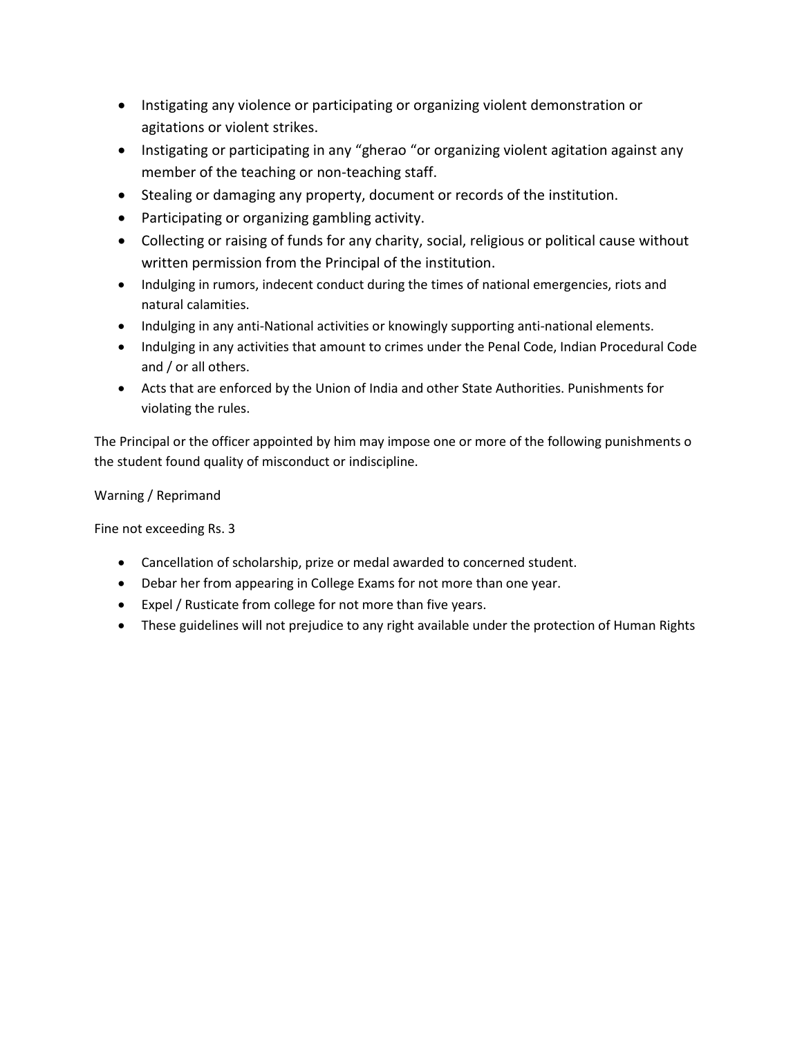- Instigating any violence or participating or organizing violent demonstration or agitations or violent strikes.
- Instigating or participating in any "gherao "or organizing violent agitation against any member of the teaching or non-teaching staff.
- Stealing or damaging any property, document or records of the institution.
- Participating or organizing gambling activity.
- Collecting or raising of funds for any charity, social, religious or political cause without written permission from the Principal of the institution.
- Indulging in rumors, indecent conduct during the times of national emergencies, riots and natural calamities.
- Indulging in any anti-National activities or knowingly supporting anti-national elements.
- Indulging in any activities that amount to crimes under the Penal Code, Indian Procedural Code and / or all others.
- Acts that are enforced by the Union of India and other State Authorities. Punishments for violating the rules.

The Principal or the officer appointed by him may impose one or more of the following punishments o the student found quality of misconduct or indiscipline.

Warning / Reprimand

Fine not exceeding Rs. 3

- Cancellation of scholarship, prize or medal awarded to concerned student.
- Debar her from appearing in College Exams for not more than one year.
- Expel / Rusticate from college for not more than five years.
- These guidelines will not prejudice to any right available under the protection of Human Rights